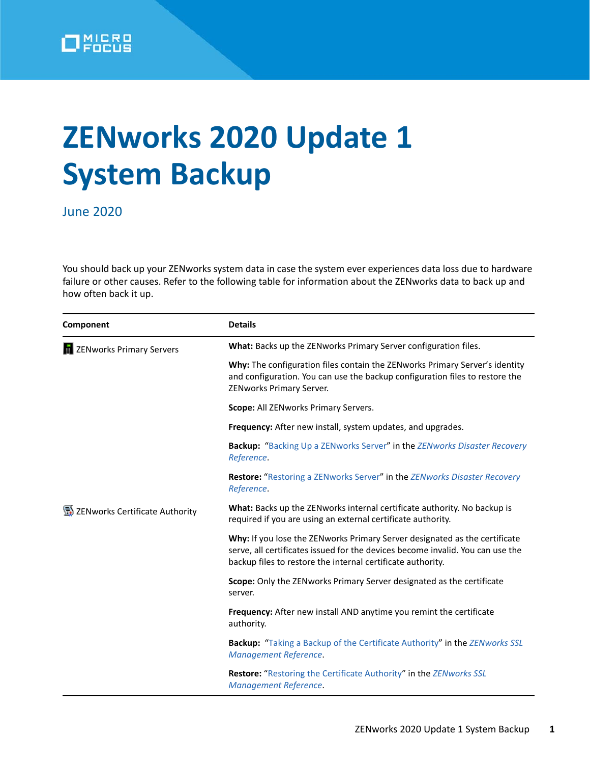# ZENworks 2020 Update 1 System Backup

June 2020

You should back up your ZENworks system data in case the system ever experiences data loss due to hardware failure or other causes. Refer to the following table for information about the ZENworks data to back up and how often back it up.

| Component | Details |
|---|---|
| ZENworks Primary Servers | **What:** Backs up the ZENworks Primary Server configuration files. |
| | **Why:** The configuration files contain the ZENworks Primary Server's identity and configuration. You can use the backup configuration files to restore the ZENworks Primary Server. |
| | **Scope:** All ZENworks Primary Servers. |
| | **Frequency:** After new install, system updates, and upgrades. |
| | **Backup:** "Backing Up a ZENworks Server" in the *ZENworks Disaster Recovery Reference*. |
| | **Restore:** "Restoring a ZENworks Server" in the *ZENworks Disaster Recovery Reference*. |
| ZENworks Certificate Authority | **What:** Backs up the ZENworks internal certificate authority. No backup is required if you are using an external certificate authority. |
| | **Why:** If you lose the ZENworks Primary Server designated as the certificate serve, all certificates issued for the devices become invalid. You can use the backup files to restore the internal certificate authority. |
| | **Scope:** Only the ZENworks Primary Server designated as the certificate server. |
| | **Frequency:** After new install AND anytime you remint the certificate authority. |
| | **Backup:** "Taking a Backup of the Certificate Authority" in the *ZENworks SSL Management Reference*. |
| | **Restore:** "Restoring the Certificate Authority" in the *ZENworks SSL Management Reference*. |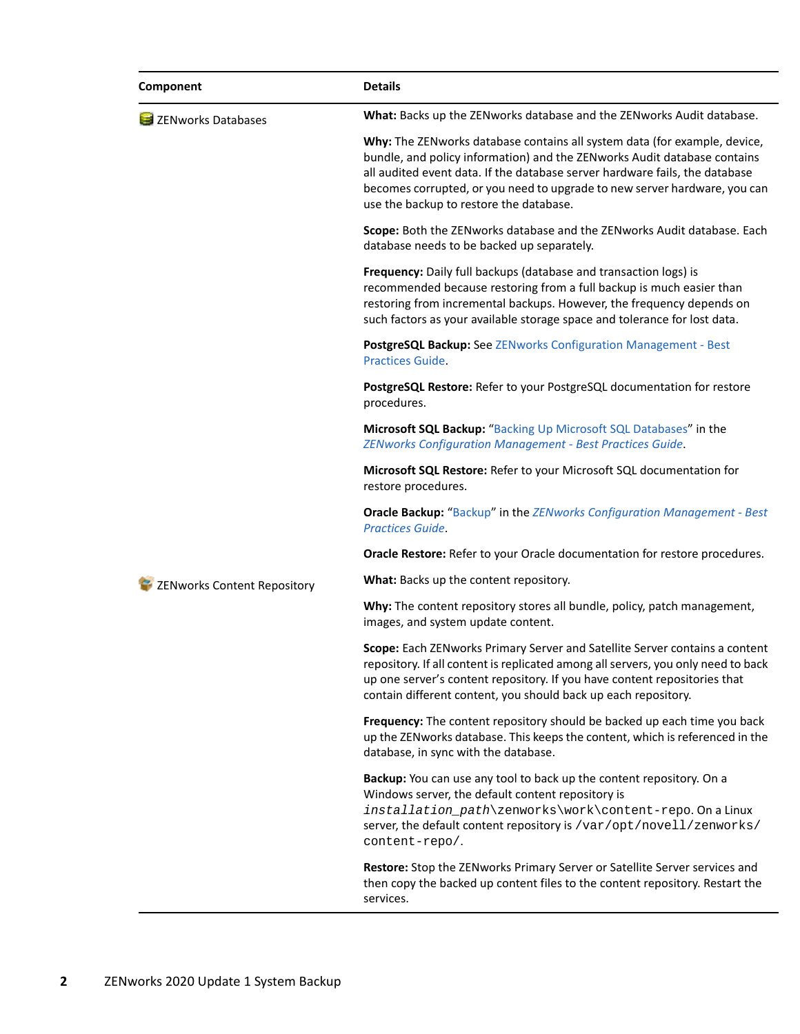| Component | Details |
|---|---|
| ZENworks Databases | **What:** Backs up the ZENworks database and the ZENworks Audit database.<br><br>**Why:** The ZENworks database contains all system data (for example, device, bundle, and policy information) and the ZENworks Audit database contains all audited event data. If the database server hardware fails, the database becomes corrupted, or you need to upgrade to new server hardware, you can use the backup to restore the database.<br><br>**Scope:** Both the ZENworks database and the ZENworks Audit database. Each database needs to be backed up separately.<br><br>**Frequency:** Daily full backups (database and transaction logs) is recommended because restoring from a full backup is much easier than restoring from incremental backups. However, the frequency depends on such factors as your available storage space and tolerance for lost data.<br><br>**PostgreSQL Backup:** See ZENworks Configuration Management - Best Practices Guide.<br><br>**PostgreSQL Restore:** Refer to your PostgreSQL documentation for restore procedures.<br><br>**Microsoft SQL Backup:** “Backing Up Microsoft SQL Databases” in the *ZENworks Configuration Management - Best Practices Guide*.<br><br>**Microsoft SQL Restore:** Refer to your Microsoft SQL documentation for restore procedures.<br><br>**Oracle Backup:** “Backup” in the *ZENworks Configuration Management - Best Practices Guide*.<br><br>**Oracle Restore:** Refer to your Oracle documentation for restore procedures. |
| ZENworks Content Repository | **What:** Backs up the content repository.<br><br>**Why:** The content repository stores all bundle, policy, patch management, images, and system update content.<br><br>**Scope:** Each ZENworks Primary Server and Satellite Server contains a content repository. If all content is replicated among all servers, you only need to back up one server’s content repository. If you have content repositories that contain different content, you should back up each repository.<br><br>**Frequency:** The content repository should be backed up each time you back up the ZENworks database. This keeps the content, which is referenced in the database, in sync with the database.<br><br>**Backup:** You can use any tool to back up the content repository. On a Windows server, the default content repository is `installation_path\zenworks\work\content-repo`. On a Linux server, the default content repository is `/var/opt/novell/zenworks/content-repo/`.<br><br>**Restore:** Stop the ZENworks Primary Server or Satellite Server services and then copy the backed up content files to the content repository. Restart the services. |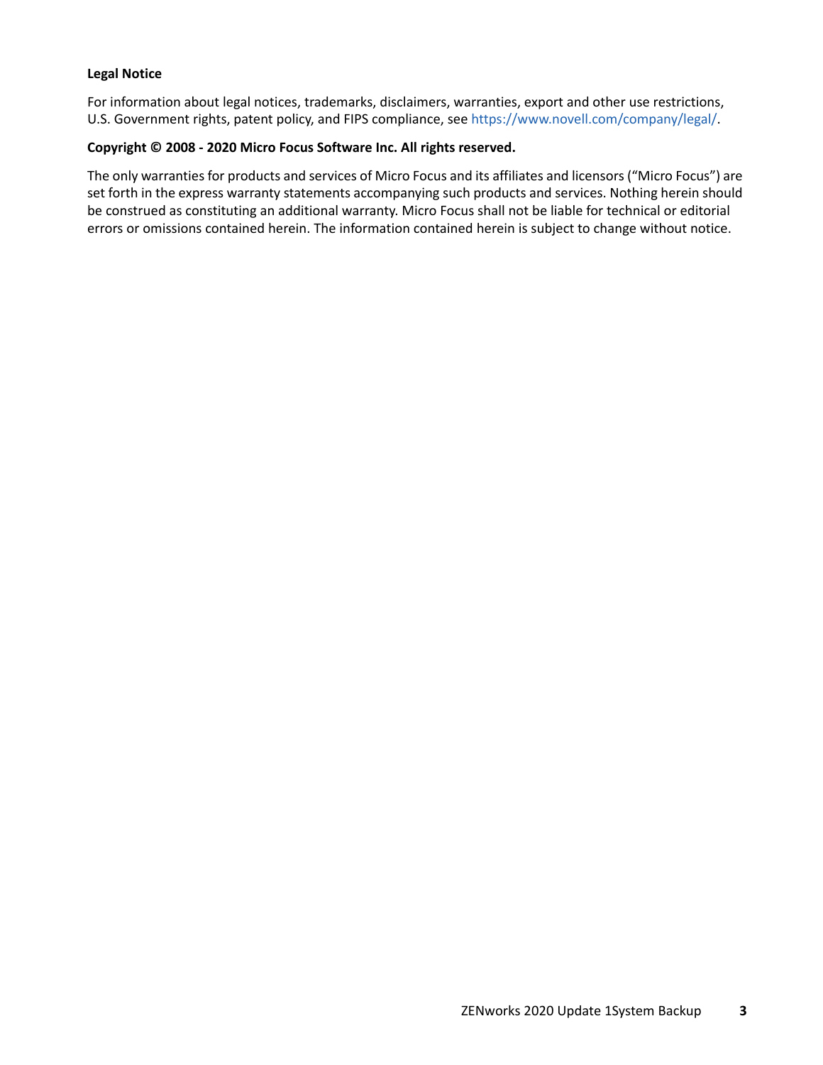**Legal Notice**

For information about legal notices, trademarks, disclaimers, warranties, export and other use restrictions, U.S. Government rights, patent policy, and FIPS compliance, see https://www.novell.com/company/legal/.

**Copyright © 2008 - 2020 Micro Focus Software Inc. All rights reserved.**

The only warranties for products and services of Micro Focus and its affiliates and licensors (“Micro Focus”) are set forth in the express warranty statements accompanying such products and services. Nothing herein should be construed as constituting an additional warranty. Micro Focus shall not be liable for technical or editorial errors or omissions contained herein. The information contained herein is subject to change without notice.